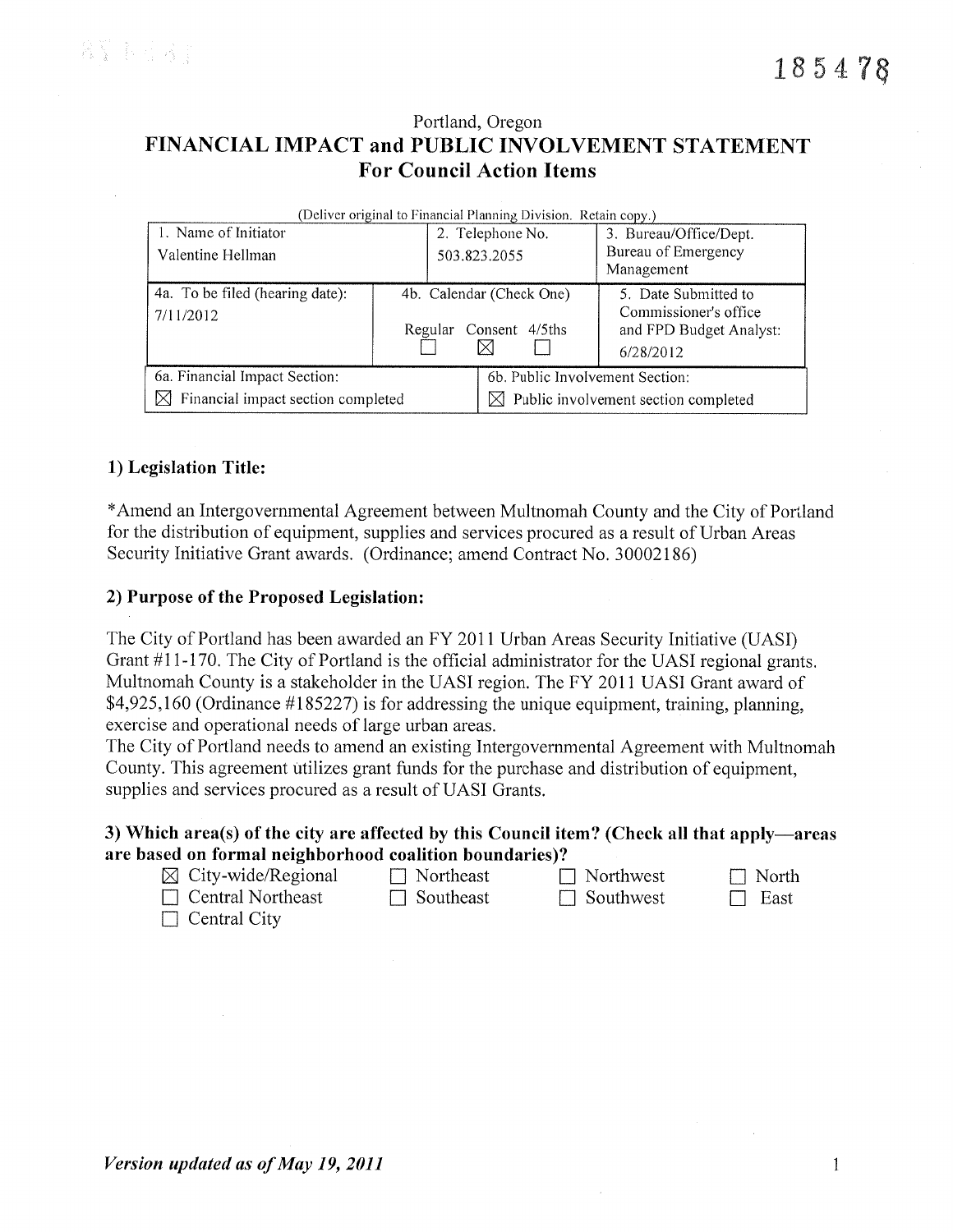185478

Portland, Oregon

# FINANCIAL IMPACT and PUBLIC INVOLVEMENT STATEMENT
## For Council Action Items

(Deliver original to Financial Planning Division. Retain copy.)

| 1. Name of Initiator | 2. Telephone No. | 3. Bureau/Office/Dept. |
|---|---|---|
| Valentine Hellman | 503.823.2055 | Bureau of Emergency Management |
| 4a. To be filed (hearing date): 7/11/2012 | 4b. Calendar (Check One) Regular ☐ Consent ☒ 4/5ths ☐ | 5. Date Submitted to Commissioner's office and FPD Budget Analyst: 6/28/2012 |
| 6a. Financial Impact Section: ☒ Financial impact section completed | 6b. Public Involvement Section: ☒ Public involvement section completed | |

### 1) Legislation Title:

*Amend an Intergovernmental Agreement between Multnomah County and the City of Portland for the distribution of equipment, supplies and services procured as a result of Urban Areas Security Initiative Grant awards. (Ordinance; amend Contract No. 30002186)

### 2) Purpose of the Proposed Legislation:

The City of Portland has been awarded an FY 2011 Urban Areas Security Initiative (UASI) Grant #11-170. The City of Portland is the official administrator for the UASI regional grants. Multnomah County is a stakeholder in the UASI region. The FY 2011 UASI Grant award of $4,925,160 (Ordinance #185227) is for addressing the unique equipment, training, planning, exercise and operational needs of large urban areas.

The City of Portland needs to amend an existing Intergovernmental Agreement with Multnomah County. This agreement utilizes grant funds for the purchase and distribution of equipment, supplies and services procured as a result of UASI Grants.

### 3) Which area(s) of the city are affected by this Council item? (Check all that apply—areas are based on formal neighborhood coalition boundaries)?

| | | | |
|---|---|---|---|
| ☒ City-wide/Regional | ☐ Northeast | ☐ Northwest | ☐ North |
| ☐ Central Northeast | ☐ Southeast | ☐ Southwest | ☐ East |
| ☐ Central City | | | |

*Version updated as of May 19, 2011*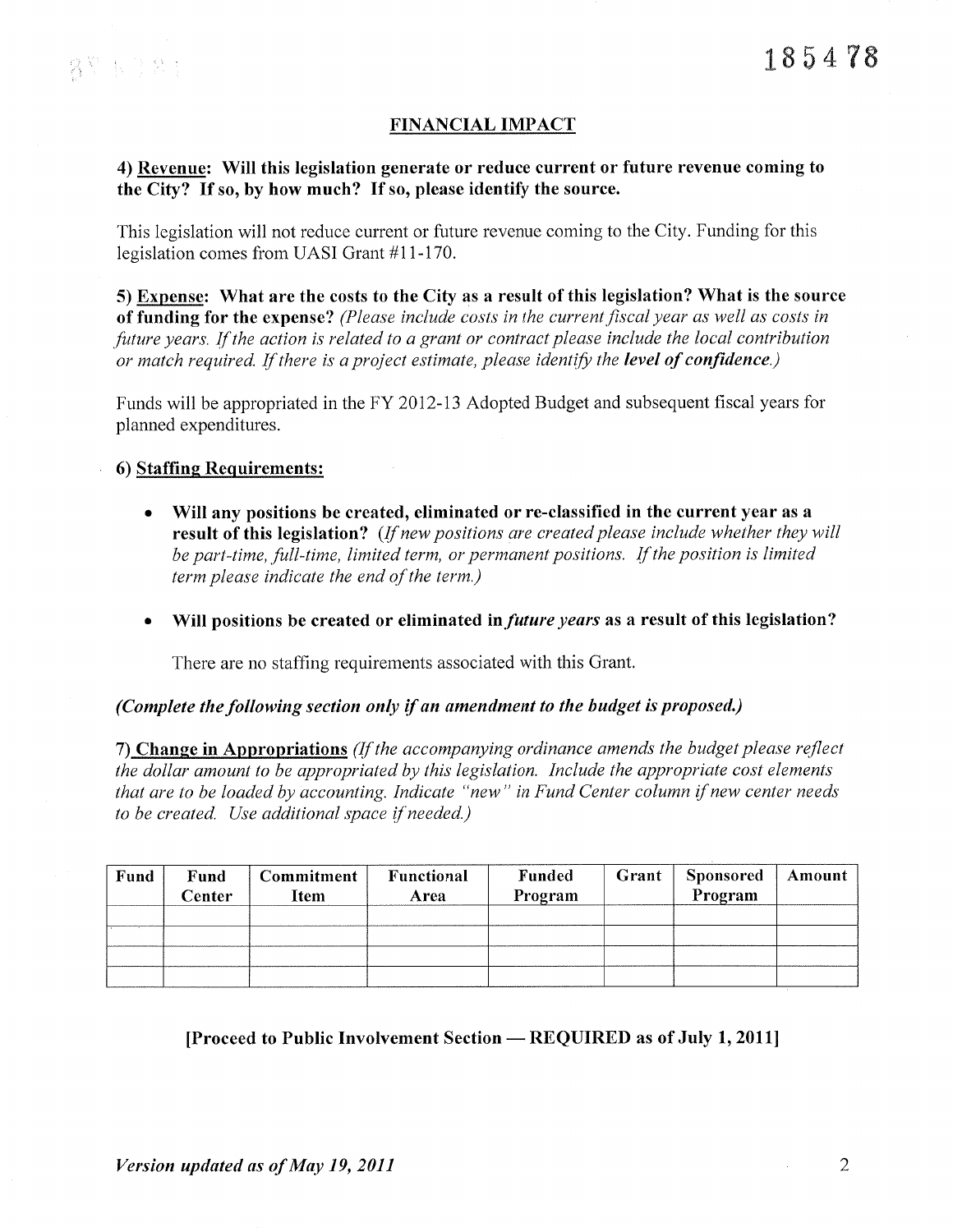185478

## FINANCIAL IMPACT

**4) <u>Revenue</u>: Will this legislation generate or reduce current or future revenue coming to the City? If so, by how much? If so, please identify the source.**

This legislation will not reduce current or future revenue coming to the City. Funding for this legislation comes from UASI Grant #11-170.

**5) <u>Expense</u>: What are the costs to the City as a result of this legislation? What is the source of funding for the expense?** *(Please include costs in the current fiscal year as well as costs in future years. If the action is related to a grant or contract please include the local contribution or match required. If there is a project estimate, please identify the **level of confidence**.)*

Funds will be appropriated in the FY 2012-13 Adopted Budget and subsequent fiscal years for planned expenditures.

**6) <u>Staffing Requirements:</u>**

- **Will any positions be created, eliminated or re-classified in the current year as a result of this legislation?** *(If new positions are created please include whether they will be part-time, full-time, limited term, or permanent positions. If the position is limited term please indicate the end of the term.)*

- **Will positions be created or eliminated in *future years* as a result of this legislation?**

There are no staffing requirements associated with this Grant.

***(Complete the following section only if an amendment to the budget is proposed.)***

**7) <u>Change in Appropriations</u>** *(If the accompanying ordinance amends the budget please reflect the dollar amount to be appropriated by this legislation. Include the appropriate cost elements that are to be loaded by accounting. Indicate "new" in Fund Center column if new center needs to be created. Use additional space if needed.)*

| Fund | Fund Center | Commitment Item | Functional Area | Funded Program | Grant | Sponsored Program | Amount |
|---|---|---|---|---|---|---|---|
| | | | | | | | |
| | | | | | | | |
| | | | | | | | |
| | | | | | | | |

**[Proceed to Public Involvement Section — REQUIRED as of July 1, 2011]**

***Version updated as of May 19, 2011***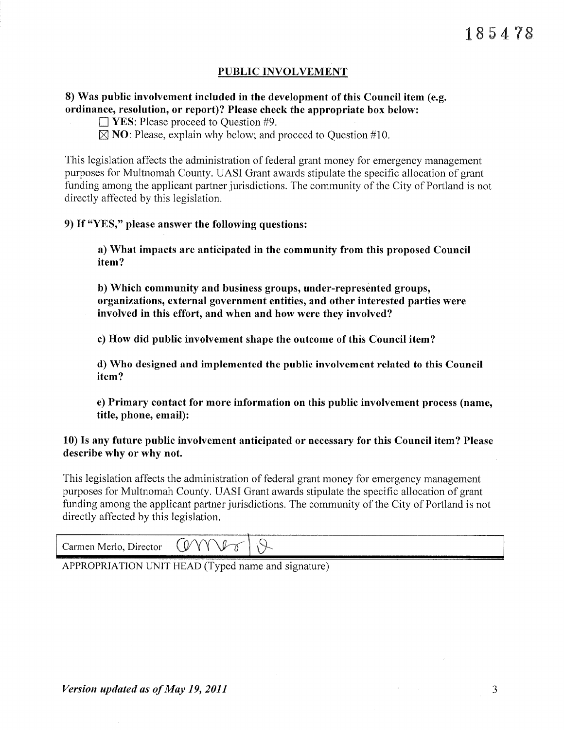185478

## PUBLIC INVOLVEMENT

**8) Was public involvement included in the development of this Council item (e.g. ordinance, resolution, or report)? Please check the appropriate box below:**

☐ **YES**: Please proceed to Question #9.

☒ **NO**: Please, explain why below; and proceed to Question #10.

This legislation affects the administration of federal grant money for emergency management purposes for Multnomah County. UASI Grant awards stipulate the specific allocation of grant funding among the applicant partner jurisdictions. The community of the City of Portland is not directly affected by this legislation.

**9) If "YES," please answer the following questions:**

**a) What impacts are anticipated in the community from this proposed Council item?**

**b) Which community and business groups, under-represented groups, organizations, external government entities, and other interested parties were involved in this effort, and when and how were they involved?**

**c) How did public involvement shape the outcome of this Council item?**

**d) Who designed and implemented the public involvement related to this Council item?**

**e) Primary contact for more information on this public involvement process (name, title, phone, email):**

**10) Is any future public involvement anticipated or necessary for this Council item? Please describe why or why not.**

This legislation affects the administration of federal grant money for emergency management purposes for Multnomah County. UASI Grant awards stipulate the specific allocation of grant funding among the applicant partner jurisdictions. The community of the City of Portland is not directly affected by this legislation.

| Carmen Merlo, Director [signature] |
|---|

APPROPRIATION UNIT HEAD (Typed name and signature)

*Version updated as of May 19, 2011*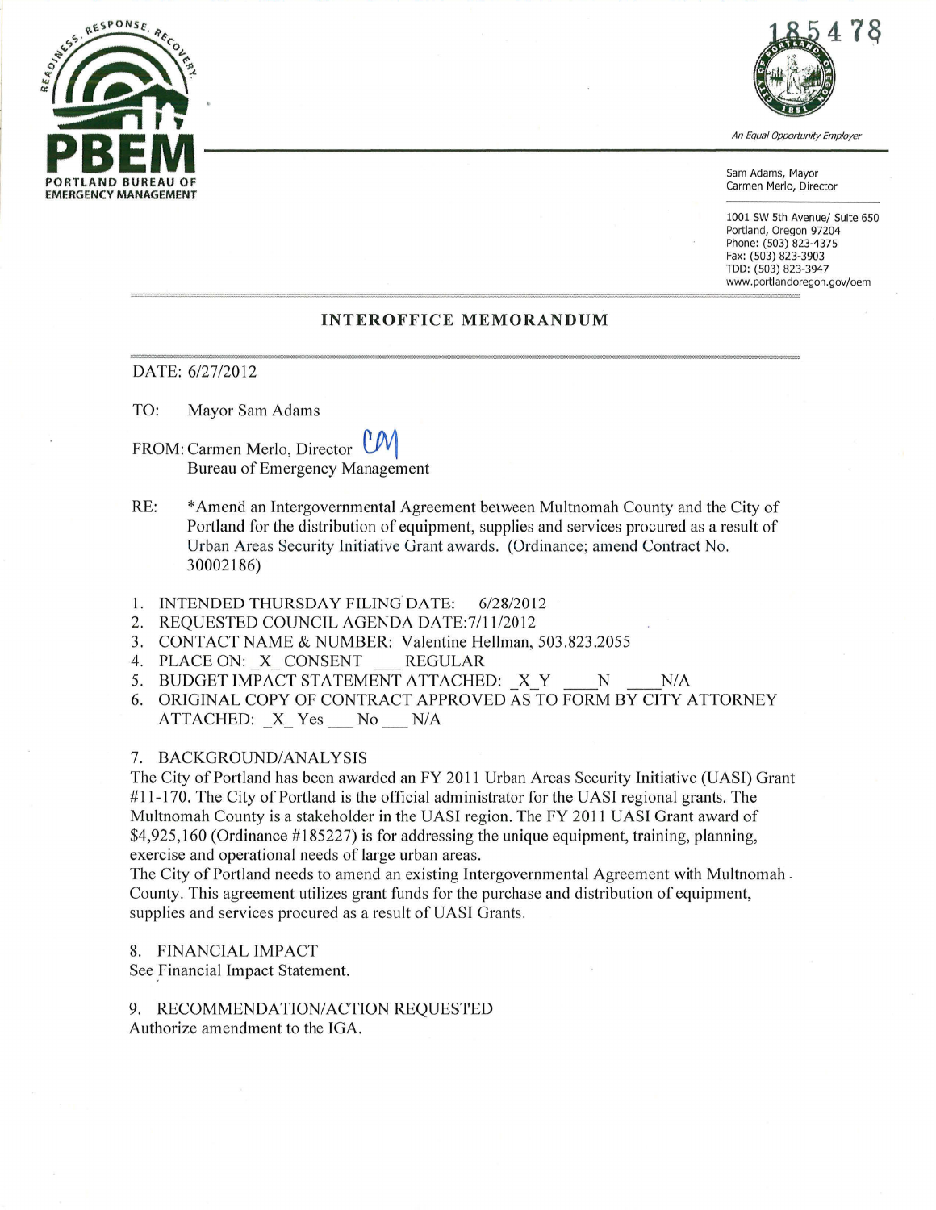PORTLAND BUREAU OF EMERGENCY MANAGEMENT

READINESS. RESPONSE. RECOVERY.

185478

*An Equal Opportunity Employer*

Sam Adams, Mayor
Carmen Merlo, Director

1001 SW 5th Avenue/ Suite 650
Portland, Oregon 97204
Phone: (503) 823-4375
Fax: (503) 823-3903
TDD: (503) 823-3947
www.portlandoregon.gov/oem

## INTEROFFICE MEMORANDUM

DATE: 6/27/2012

TO: Mayor Sam Adams

FROM: Carmen Merlo, Director CM
Bureau of Emergency Management

RE: *Amend an Intergovernmental Agreement between Multnomah County and the City of Portland for the distribution of equipment, supplies and services procured as a result of Urban Areas Security Initiative Grant awards. (Ordinance; amend Contract No. 30002186)

1. INTENDED THURSDAY FILING DATE: 6/28/2012
2. REQUESTED COUNCIL AGENDA DATE: 7/11/2012
3. CONTACT NAME & NUMBER: Valentine Hellman, 503.823.2055
4. PLACE ON: _X_ CONSENT ___ REGULAR
5. BUDGET IMPACT STATEMENT ATTACHED: _X_Y ___N ___N/A
6. ORIGINAL COPY OF CONTRACT APPROVED AS TO FORM BY CITY ATTORNEY ATTACHED: _X_ Yes ___ No ___ N/A

7. BACKGROUND/ANALYSIS

The City of Portland has been awarded an FY 2011 Urban Areas Security Initiative (UASI) Grant #11-170. The City of Portland is the official administrator for the UASI regional grants. The Multnomah County is a stakeholder in the UASI region. The FY 2011 UASI Grant award of $4,925,160 (Ordinance #185227) is for addressing the unique equipment, training, planning, exercise and operational needs of large urban areas.

The City of Portland needs to amend an existing Intergovernmental Agreement with Multnomah County. This agreement utilizes grant funds for the purchase and distribution of equipment, supplies and services procured as a result of UASI Grants.

8. FINANCIAL IMPACT

See Financial Impact Statement.

9. RECOMMENDATION/ACTION REQUESTED

Authorize amendment to the IGA.